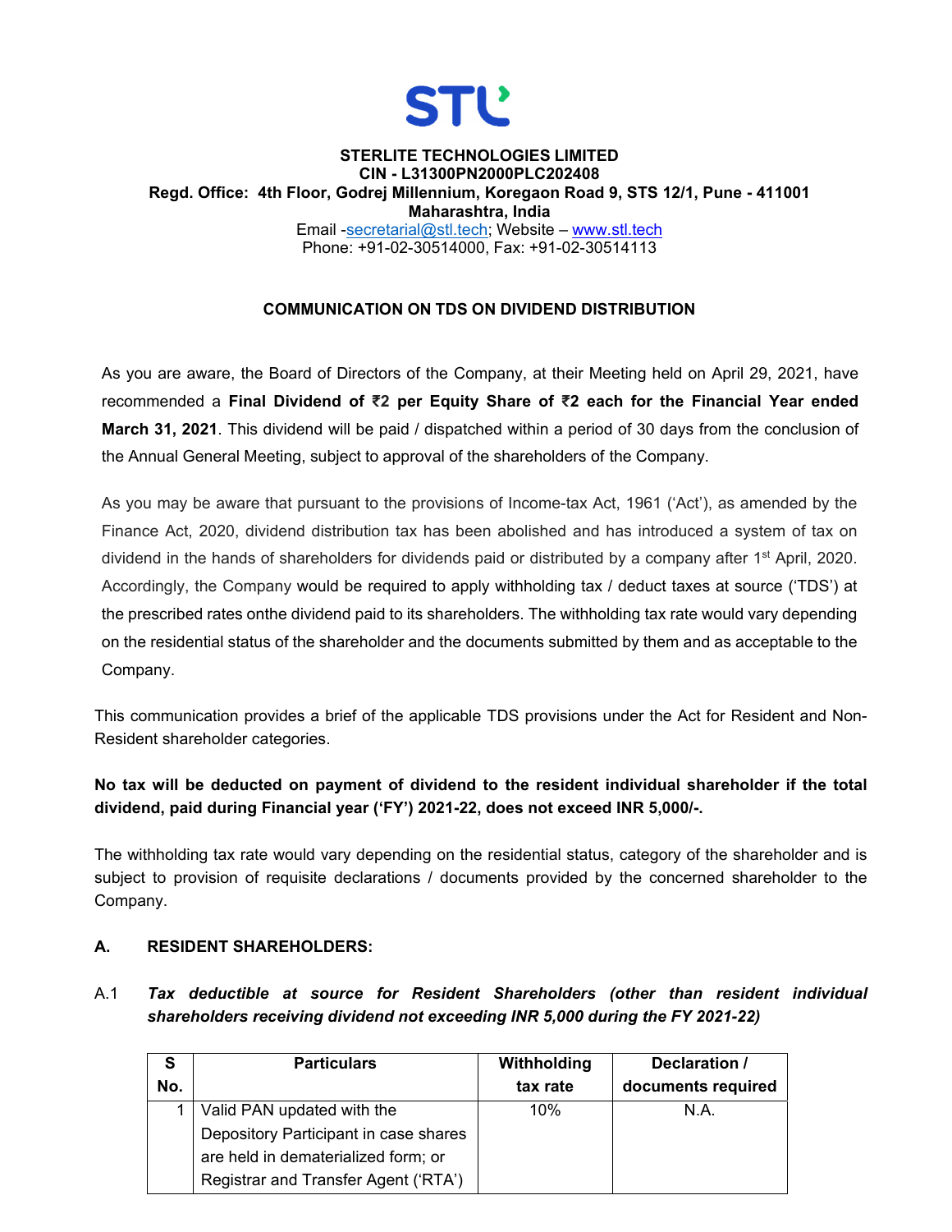STL

**STERLITE TECHNOLOGIES LIMITED**
**CIN - L31300PN2000PLC202408**
**Regd. Office: 4th Floor, Godrej Millennium, Koregaon Road 9, STS 12/1, Pune - 411001**
**Maharashtra, India**
Email -secretarial@stl.tech; Website – www.stl.tech
Phone: +91-02-30514000, Fax: +91-02-30514113

## COMMUNICATION ON TDS ON DIVIDEND DISTRIBUTION

As you are aware, the Board of Directors of the Company, at their Meeting held on April 29, 2021, have recommended a **Final Dividend of ₹2 per Equity Share of ₹2 each for the Financial Year ended March 31, 2021**. This dividend will be paid / dispatched within a period of 30 days from the conclusion of the Annual General Meeting, subject to approval of the shareholders of the Company.

As you may be aware that pursuant to the provisions of Income-tax Act, 1961 ('Act'), as amended by the Finance Act, 2020, dividend distribution tax has been abolished and has introduced a system of tax on dividend in the hands of shareholders for dividends paid or distributed by a company after 1st April, 2020. Accordingly, the Company would be required to apply withholding tax / deduct taxes at source ('TDS') at the prescribed rates onthe dividend paid to its shareholders. The withholding tax rate would vary depending on the residential status of the shareholder and the documents submitted by them and as acceptable to the Company.

This communication provides a brief of the applicable TDS provisions under the Act for Resident and Non-Resident shareholder categories.

**No tax will be deducted on payment of dividend to the resident individual shareholder if the total dividend, paid during Financial year ('FY') 2021-22, does not exceed INR 5,000/-.**

The withholding tax rate would vary depending on the residential status, category of the shareholder and is subject to provision of requisite declarations / documents provided by the concerned shareholder to the Company.

### A. RESIDENT SHAREHOLDERS:

A.1 ***Tax deductible at source for Resident Shareholders (other than resident individual shareholders receiving dividend not exceeding INR 5,000 during the FY 2021-22)***

| S No. | Particulars | Withholding tax rate | Declaration / documents required |
|---|---|---|---|
| 1 | Valid PAN updated with the Depository Participant in case shares are held in dematerialized form; or Registrar and Transfer Agent ('RTA') | 10% | N.A. |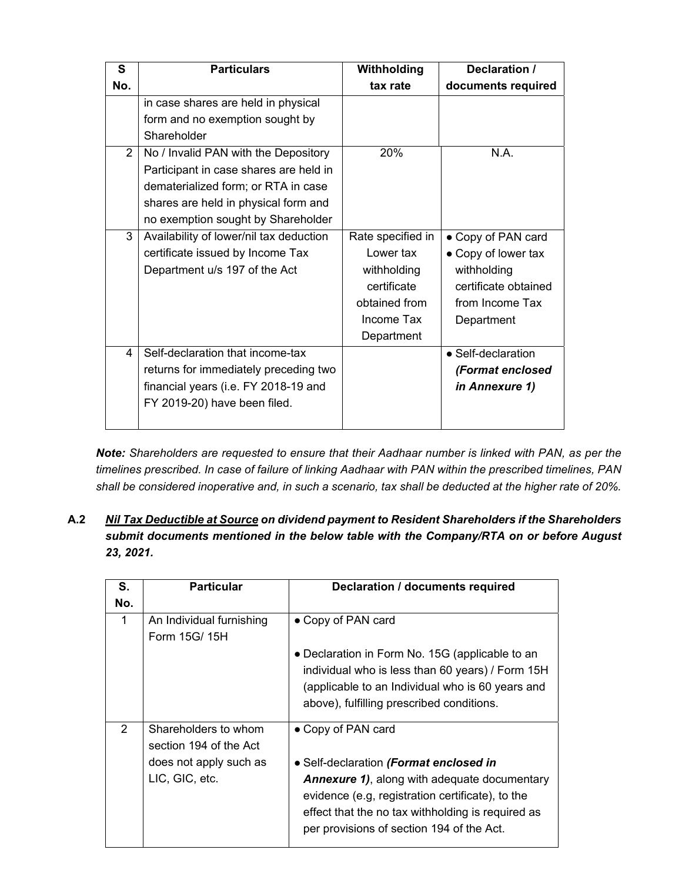| S No. | Particulars | Withholding tax rate | Declaration / documents required |
|---|---|---|---|
| | in case shares are held in physical form and no exemption sought by Shareholder | | |
| 2 | No / Invalid PAN with the Depository Participant in case shares are held in dematerialized form; or RTA in case shares are held in physical form and no exemption sought by Shareholder | 20% | N.A. |
| 3 | Availability of lower/nil tax deduction certificate issued by Income Tax Department u/s 197 of the Act | Rate specified in Lower tax withholding certificate obtained from Income Tax Department | ● Copy of PAN card<br>● Copy of lower tax withholding certificate obtained from Income Tax Department |
| 4 | Self-declaration that income-tax returns for immediately preceding two financial years (i.e. FY 2018-19 and FY 2019-20) have been filed. | | ● Self-declaration ***(Format enclosed in Annexure 1)*** |

***Note:*** *Shareholders are requested to ensure that their Aadhaar number is linked with PAN, as per the timelines prescribed. In case of failure of linking Aadhaar with PAN within the prescribed timelines, PAN shall be considered inoperative and, in such a scenario, tax shall be deducted at the higher rate of 20%.*

**A.2** ***Nil Tax Deductible at Source on dividend payment to Resident Shareholders if the Shareholders submit documents mentioned in the below table with the Company/RTA on or before August 23, 2021.***

| S. No. | Particular | Declaration / documents required |
|---|---|---|
| 1 | An Individual furnishing Form 15G/ 15H | ● Copy of PAN card<br>● Declaration in Form No. 15G (applicable to an individual who is less than 60 years) / Form 15H (applicable to an Individual who is 60 years and above), fulfilling prescribed conditions. |
| 2 | Shareholders to whom section 194 of the Act does not apply such as LIC, GIC, etc. | ● Copy of PAN card<br>● Self-declaration ***(Format enclosed in Annexure 1)***, along with adequate documentary evidence (e.g, registration certificate), to the effect that the no tax withholding is required as per provisions of section 194 of the Act. |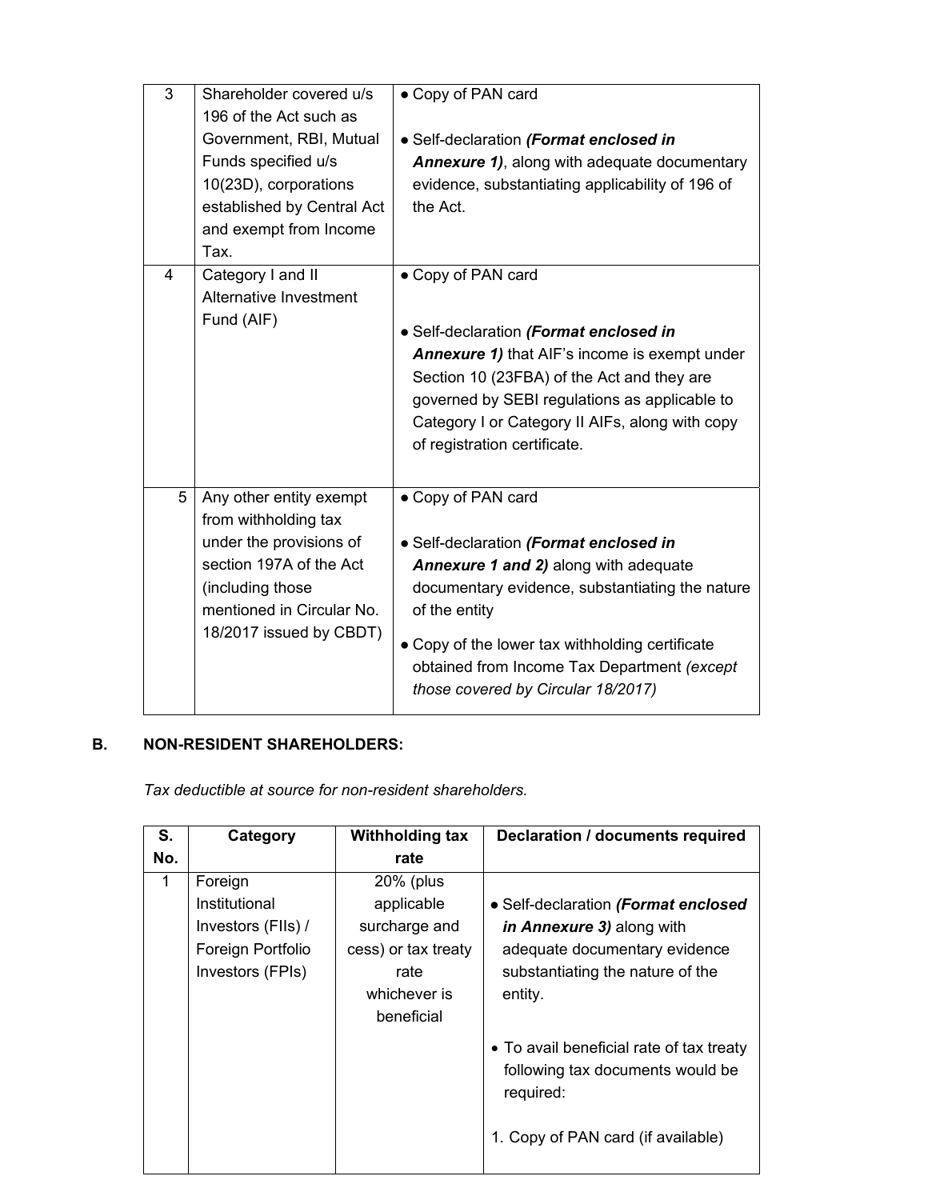| | | |
|---|---|---|
| 3 | Shareholder covered u/s 196 of the Act such as Government, RBI, Mutual Funds specified u/s 10(23D), corporations established by Central Act and exempt from Income Tax. | ● Copy of PAN card<br>● Self-declaration ***(Format enclosed in Annexure 1)***, along with adequate documentary evidence, substantiating applicability of 196 of the Act. |
| 4 | Category I and II Alternative Investment Fund (AIF) | ● Copy of PAN card<br>● Self-declaration ***(Format enclosed in Annexure 1)*** that AIF's income is exempt under Section 10 (23FBA) of the Act and they are governed by SEBI regulations as applicable to Category I or Category II AIFs, along with copy of registration certificate. |
| 5 | Any other entity exempt from withholding tax under the provisions of section 197A of the Act (including those mentioned in Circular No. 18/2017 issued by CBDT) | ● Copy of PAN card<br>● Self-declaration ***(Format enclosed in Annexure 1 and 2)*** along with adequate documentary evidence, substantiating the nature of the entity<br>● Copy of the lower tax withholding certificate obtained from Income Tax Department *(except those covered by Circular 18/2017)* |

**B. NON-RESIDENT SHAREHOLDERS:**

*Tax deductible at source for non-resident shareholders.*

| S. No. | Category | Withholding tax rate | Declaration / documents required |
|---|---|---|---|
| 1 | Foreign Institutional Investors (FIIs) / Foreign Portfolio Investors (FPIs) | 20% (plus applicable surcharge and cess) or tax treaty rate whichever is beneficial | ● Self-declaration ***(Format enclosed in Annexure 3)*** along with adequate documentary evidence substantiating the nature of the entity.<br>● To avail beneficial rate of tax treaty following tax documents would be required:<br>1. Copy of PAN card (if available) |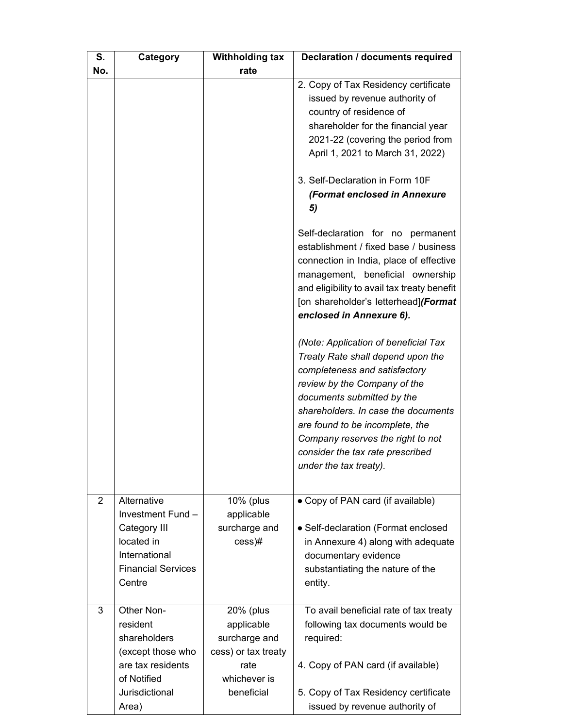| S. No. | Category | Withholding tax rate | Declaration / documents required |
|---|---|---|---|
| | | | 2. Copy of Tax Residency certificate issued by revenue authority of country of residence of shareholder for the financial year 2021-22 (covering the period from April 1, 2021 to March 31, 2022)<br><br>3. Self-Declaration in Form 10F ***(Format enclosed in Annexure 5)***<br><br>Self-declaration for no permanent establishment / fixed base / business connection in India, place of effective management, beneficial ownership and eligibility to avail tax treaty benefit [on shareholder's letterhead]***(Format enclosed in Annexure 6).***<br><br>*(Note: Application of beneficial Tax Treaty Rate shall depend upon the completeness and satisfactory review by the Company of the documents submitted by the shareholders. In case the documents are found to be incomplete, the Company reserves the right to not consider the tax rate prescribed under the tax treaty).* |
| 2 | Alternative Investment Fund – Category III located in International Financial Services Centre | 10% (plus applicable surcharge and cess)# | • Copy of PAN card (if available)<br><br>• Self-declaration (Format enclosed in Annexure 4) along with adequate documentary evidence substantiating the nature of the entity. |
| 3 | Other Non-resident shareholders (except those who are tax residents of Notified Jurisdictional Area) | 20% (plus applicable surcharge and cess) or tax treaty rate whichever is beneficial | To avail beneficial rate of tax treaty following tax documents would be required:<br><br>4. Copy of PAN card (if available)<br><br>5. Copy of Tax Residency certificate issued by revenue authority of |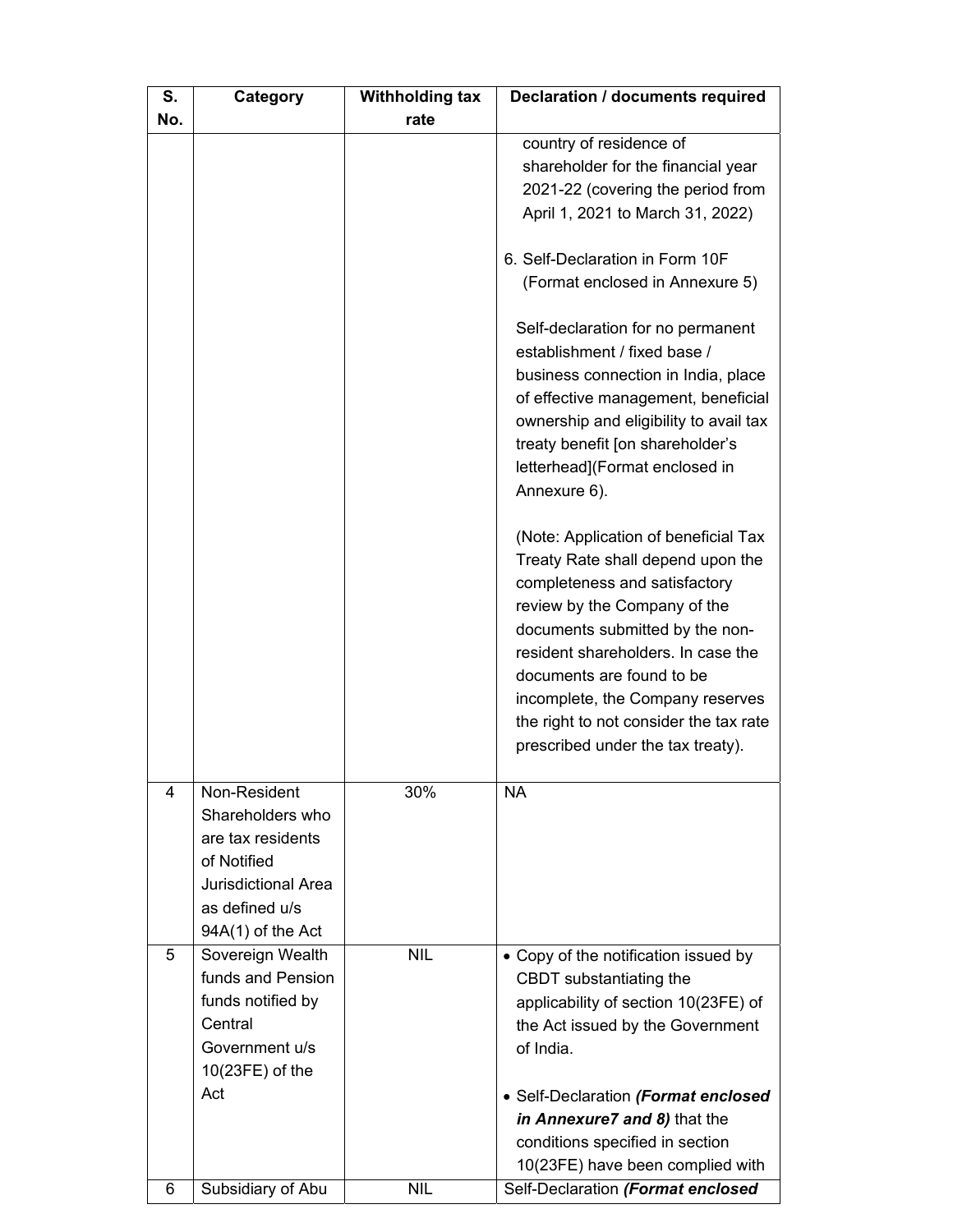| S. No. | Category | Withholding tax rate | Declaration / documents required |
|---|---|---|---|
| | | | country of residence of shareholder for the financial year 2021-22 (covering the period from April 1, 2021 to March 31, 2022)<br><br>6. Self-Declaration in Form 10F (Format enclosed in Annexure 5)<br><br>Self-declaration for no permanent establishment / fixed base / business connection in India, place of effective management, beneficial ownership and eligibility to avail tax treaty benefit [on shareholder's letterhead](Format enclosed in Annexure 6).<br><br>(Note: Application of beneficial Tax Treaty Rate shall depend upon the completeness and satisfactory review by the Company of the documents submitted by the non-resident shareholders. In case the documents are found to be incomplete, the Company reserves the right to not consider the tax rate prescribed under the tax treaty). |
| 4 | Non-Resident Shareholders who are tax residents of Notified Jurisdictional Area as defined u/s 94A(1) of the Act | 30% | NA |
| 5 | Sovereign Wealth funds and Pension funds notified by Central Government u/s 10(23FE) of the Act | NIL | • Copy of the notification issued by CBDT substantiating the applicability of section 10(23FE) of the Act issued by the Government of India.<br><br>• Self-Declaration ***(Format enclosed in Annexure7 and 8)*** that the conditions specified in section 10(23FE) have been complied with |
| 6 | Subsidiary of Abu | NIL | Self-Declaration ***(Format enclosed*** |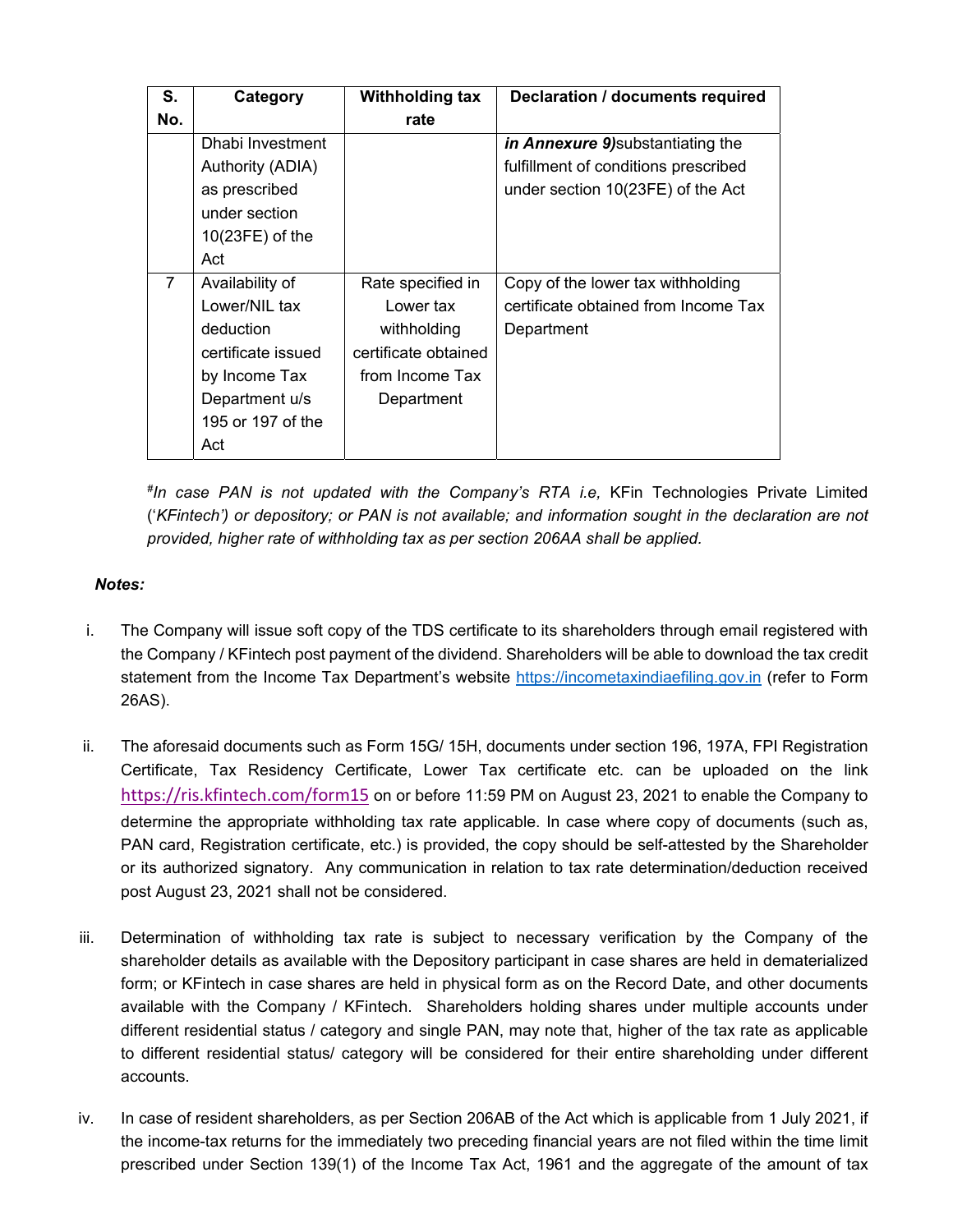| S. No. | Category | Withholding tax rate | Declaration / documents required |
|---|---|---|---|
| | Dhabi Investment Authority (ADIA) as prescribed under section 10(23FE) of the Act | | ***in Annexure 9)***substantiating the fulfillment of conditions prescribed under section 10(23FE) of the Act |
| 7 | Availability of Lower/NIL tax deduction certificate issued by Income Tax Department u/s 195 or 197 of the Act | Rate specified in Lower tax withholding certificate obtained from Income Tax Department | Copy of the lower tax withholding certificate obtained from Income Tax Department |

*#In case PAN is not updated with the Company's RTA i.e,* KFin Technologies Private Limited (*'KFintech') or depository; or PAN is not available; and information sought in the declaration are not provided, higher rate of withholding tax as per section 206AA shall be applied.*

***Notes:***

i. The Company will issue soft copy of the TDS certificate to its shareholders through email registered with the Company / KFintech post payment of the dividend. Shareholders will be able to download the tax credit statement from the Income Tax Department's website https://incometaxindiaefiling.gov.in (refer to Form 26AS).

ii. The aforesaid documents such as Form 15G/ 15H, documents under section 196, 197A, FPI Registration Certificate, Tax Residency Certificate, Lower Tax certificate etc. can be uploaded on the link https://ris.kfintech.com/form15 on or before 11:59 PM on August 23, 2021 to enable the Company to determine the appropriate withholding tax rate applicable. In case where copy of documents (such as, PAN card, Registration certificate, etc.) is provided, the copy should be self-attested by the Shareholder or its authorized signatory. Any communication in relation to tax rate determination/deduction received post August 23, 2021 shall not be considered.

iii. Determination of withholding tax rate is subject to necessary verification by the Company of the shareholder details as available with the Depository participant in case shares are held in dematerialized form; or KFintech in case shares are held in physical form as on the Record Date, and other documents available with the Company / KFintech. Shareholders holding shares under multiple accounts under different residential status / category and single PAN, may note that, higher of the tax rate as applicable to different residential status/ category will be considered for their entire shareholding under different accounts.

iv. In case of resident shareholders, as per Section 206AB of the Act which is applicable from 1 July 2021, if the income-tax returns for the immediately two preceding financial years are not filed within the time limit prescribed under Section 139(1) of the Income Tax Act, 1961 and the aggregate of the amount of tax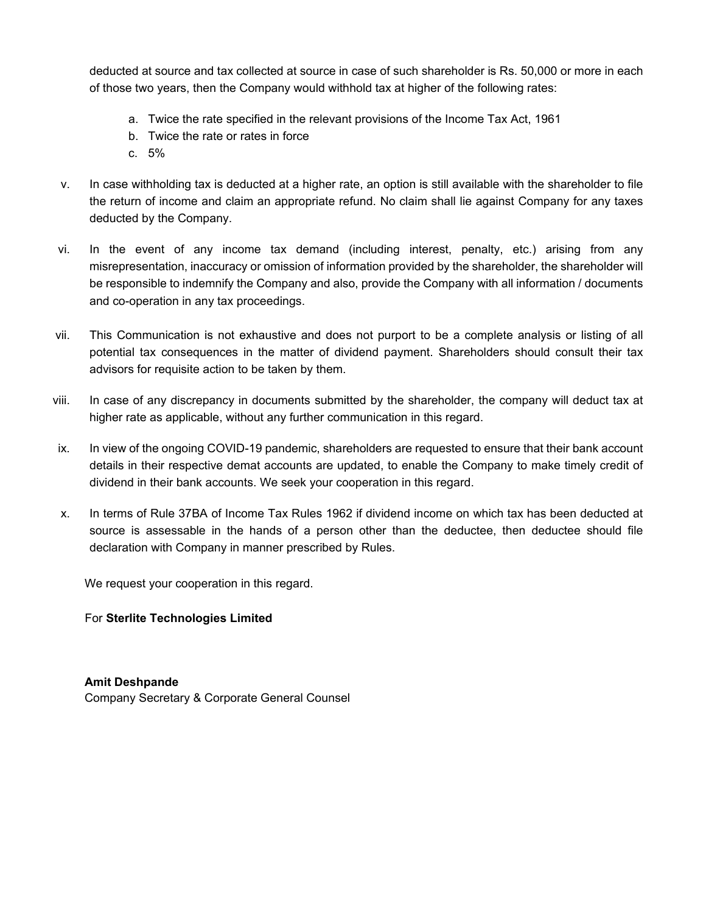deducted at source and tax collected at source in case of such shareholder is Rs. 50,000 or more in each of those two years, then the Company would withhold tax at higher of the following rates:

a. Twice the rate specified in the relevant provisions of the Income Tax Act, 1961
b. Twice the rate or rates in force
c. 5%

v. In case withholding tax is deducted at a higher rate, an option is still available with the shareholder to file the return of income and claim an appropriate refund. No claim shall lie against Company for any taxes deducted by the Company.

vi. In the event of any income tax demand (including interest, penalty, etc.) arising from any misrepresentation, inaccuracy or omission of information provided by the shareholder, the shareholder will be responsible to indemnify the Company and also, provide the Company with all information / documents and co-operation in any tax proceedings.

vii. This Communication is not exhaustive and does not purport to be a complete analysis or listing of all potential tax consequences in the matter of dividend payment. Shareholders should consult their tax advisors for requisite action to be taken by them.

viii. In case of any discrepancy in documents submitted by the shareholder, the company will deduct tax at higher rate as applicable, without any further communication in this regard.

ix. In view of the ongoing COVID-19 pandemic, shareholders are requested to ensure that their bank account details in their respective demat accounts are updated, to enable the Company to make timely credit of dividend in their bank accounts. We seek your cooperation in this regard.

x. In terms of Rule 37BA of Income Tax Rules 1962 if dividend income on which tax has been deducted at source is assessable in the hands of a person other than the deductee, then deductee should file declaration with Company in manner prescribed by Rules.

We request your cooperation in this regard.

For **Sterlite Technologies Limited**

**Amit Deshpande**
Company Secretary & Corporate General Counsel